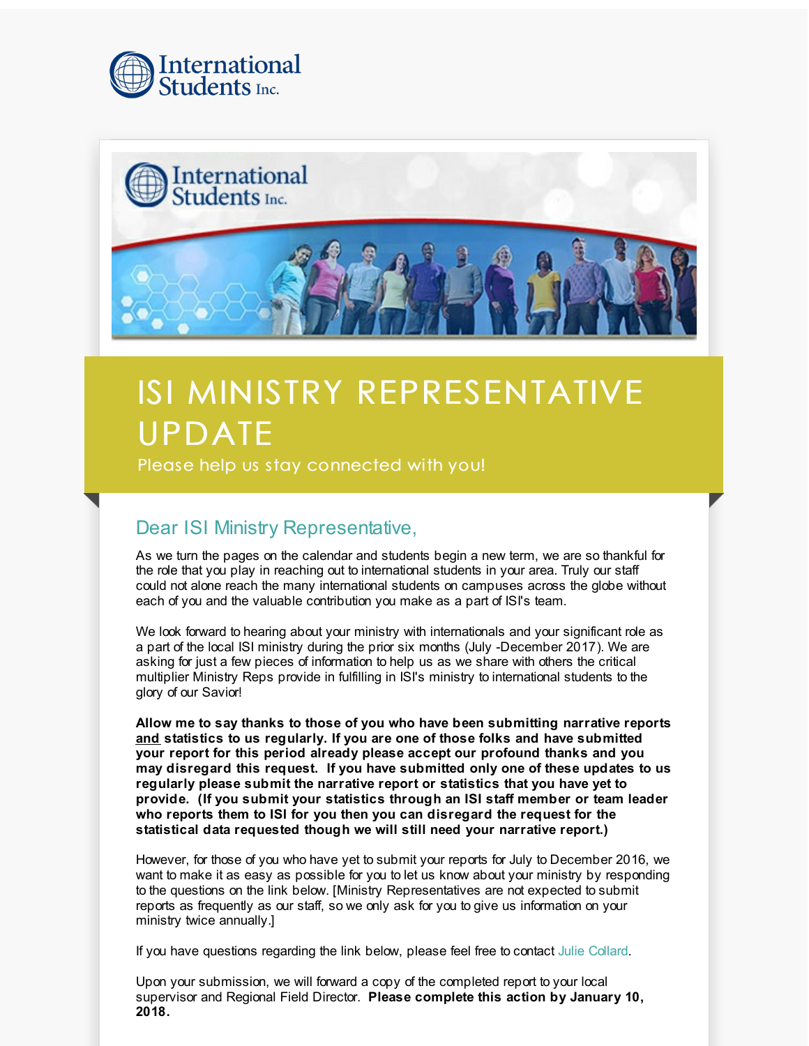# ISI MINISTRY REPRESENTATIVE UPDATE

Please help us stay connected with you!

## Dear ISI Ministry Representative,

As we turn the pages on the calendar and students begin a new term, we are so thankful for the role that you play in reaching out to international students in your area. Truly our staff could not alone reach the many international students on campuses across the globe without each of you and the valuable contribution you make as a part of ISI's team.

We look forward to hearing about your ministry with internationals and your significant role as a part of the local ISI ministry during the prior six months (July -December 2017). We are asking for just a few pieces of information to help us as we share with others the critical multiplier Ministry Reps provide in fulfilling in ISI's ministry to international students to the glory of our Savior!

**Allow me to say thanks to those of you who have been submitting narrative reports and statistics to us regularly. If you are one of those folks and have submitted your report for this period already please accept our profound thanks and you may disregard this request. If you have submitted only one of these updates to us regularly please submit the narrative report or statistics that you have yet to provide. (If you submit your statistics through an ISI staff member or team leader who reports them to ISI for you then you can disregard the request for the statistical data requested though we will still need your narrative report.)**

However, for those of you who have yet to submit your reports for July to December 2016, we want to make it as easy as possible for you to let us know about your ministry by responding to the questions on the link below. [Ministry Representatives are not expected to submit reports as frequently as our staff, so we only ask for you to give us information on your ministry twice annually.]

If you have questions regarding the link below, please feel free to contact Julie Collard.

Upon your submission, we will forward a copy of the completed report to your local supervisor and Regional Field Director. **Please complete this action by January 10, 2018.**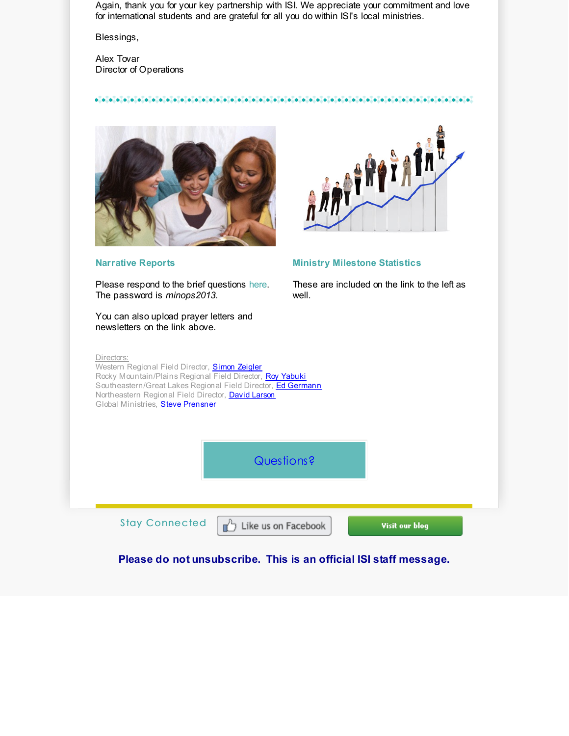Again, thank you for your key partnership with ISI. We appreciate your commitment and love for international students and are grateful for all you do within ISI's local ministries.

Blessings,

Alex Tovar
Director of Operations

### Narrative Reports

Please respond to the brief questions here. The password is *minops2013.*

You can also upload prayer letters and newsletters on the link above.

### Ministry Milestone Statistics

These are included on the link to the left as well.

Directors:
Western Regional Field Director, Simon Zeigler
Rocky Mountain/Plains Regional Field Director, Roy Yabuki
Southeastern/Great Lakes Regional Field Director, Ed Germann
Northeastern Regional Field Director, David Larson
Global Ministries, Steve Prensner

Questions?

Stay Connected

Like us on Facebook

Visit our blog

**Please do not unsubscribe. This is an official ISI staff message.**